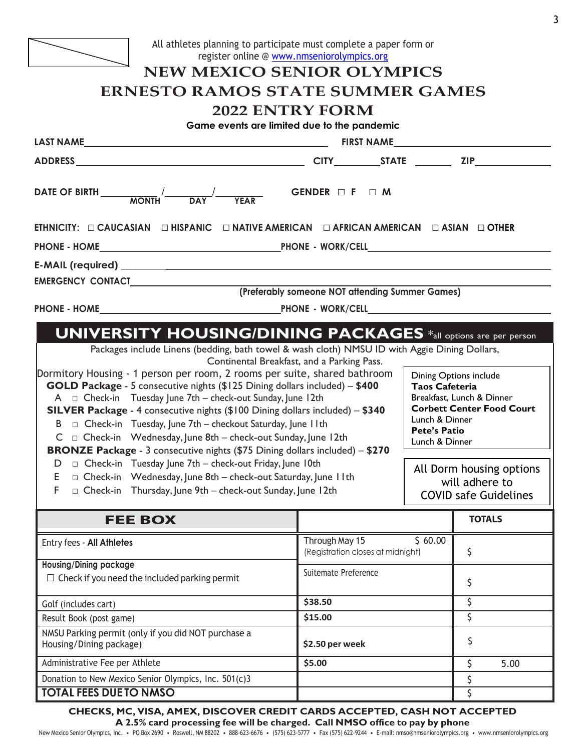All athletes planning to participate must complete a paper form or register online @ www.nmseniorolympics.org

# NEW MEXICO SENIOR OLYMPICS

# ERNESTO RAMOS STATE SUMMER GAMES

# 2022 ENTRY FORM

**Game events are limited due to the pandemic**

**LAST NAME** ______________________________ **FIRST NAME** ______________________

**ADDRESS** ______________________________ **CITY** ________ **STATE** ________ **ZIP** ____________

**DATE OF BIRTH** ______ / ______ / ______ (MONTH / DAY / YEAR) **GENDER** □ F □ M

**ETHNICITY:** □ CAUCASIAN □ HISPANIC □ NATIVE AMERICAN □ AFRICAN AMERICAN □ ASIAN □ OTHER

**PHONE - HOME** ______________________ **PHONE - WORK/CELL** ______________________

**E-MAIL (required)** ______________________________

**EMERGENCY CONTACT** ______________________________
**(Preferably someone NOT attending Summer Games)**

**PHONE - HOME** ______________________ **PHONE - WORK/CELL** ______________________

## UNIVERSITY HOUSING/DINING PACKAGES *all options are per person

Packages include Linens (bedding, bath towel & wash cloth) NMSU ID with Aggie Dining Dollars, Continental Breakfast, and a Parking Pass.

Dormitory Housing - 1 person per room, 2 rooms per suite, shared bathroom

**GOLD Package** - 5 consecutive nights ($125 Dining dollars included) – **$400**

- A □ Check-in Tuesday June 7th – check-out Sunday, June 12th

**SILVER Package** - 4 consecutive nights ($100 Dining dollars included) – **$340**

- B □ Check-in Tuesday, June 7th – checkout Saturday, June 11th
- C □ Check-in Wednesday, June 8th – check-out Sunday, June 12th

**BRONZE Package** - 3 consecutive nights ($75 Dining dollars included) – **$270**

- D □ Check-in Tuesday June 7th – check-out Friday, June 10th
- E □ Check-in Wednesday, June 8th – check-out Saturday, June 11th
- F □ Check-in Thursday, June 9th – check-out Sunday, June 12th

Dining Options include
**Taos Cafeteria**
Breakfast, Lunch & Dinner
**Corbett Center Food Court**
Lunch & Dinner
**Pete's Patio**
Lunch & Dinner

All Dorm housing options will adhere to COVID safe Guidelines

| **FEE BOX** | | **TOTALS** |
|---|---|---|
| Entry fees - **All Athletes** | Through May 15 $ 60.00 (Registration closes at midnight) | $ |
| **Housing/Dining package** ☐ Check if you need the included parking permit | Suitemate Preference | $ |
| Golf (includes cart) | **$38.50** | $ |
| Result Book (post game) | **$15.00** | $ |
| NMSU Parking permit (only if you did NOT purchase a Housing/Dining package) | **$2.50 per week** | $ |
| Administrative Fee per Athlete | **$5.00** | $ 5.00 |
| Donation to New Mexico Senior Olympics, Inc. 501(c)3 | | $ |
| **TOTAL FEES DUE TO NMSO** | | $ |

**CHECKS, MC, VISA, AMEX, DISCOVER CREDIT CARDS ACCEPTED, CASH NOT ACCEPTED**
**A 2.5% card processing fee will be charged. Call NMSO office to pay by phone**

New Mexico Senior Olympics, Inc. • PO Box 2690 • Roswell, NM 88202 • 888-623-6676 • (575) 623-5777 • Fax (575) 622-9244 • E-mail: nmso@nmseniorolympics.org • www.nmseniorolympics.org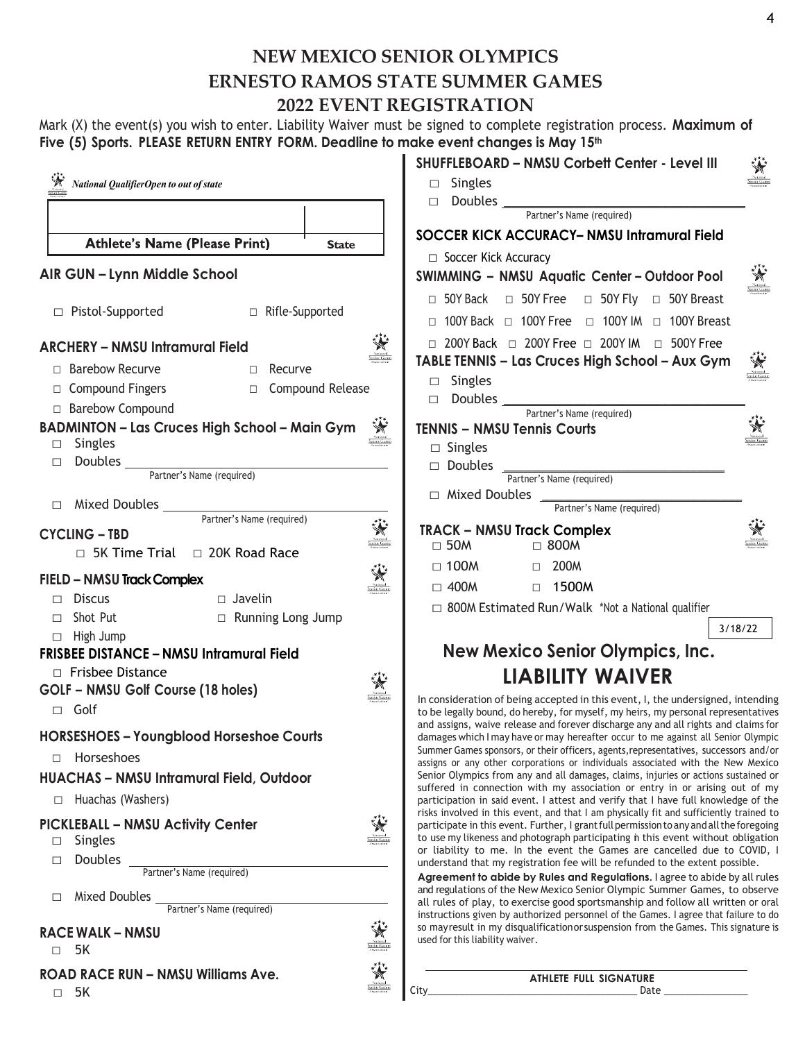# NEW MEXICO SENIOR OLYMPICS
# ERNESTO RAMOS STATE SUMMER GAMES
# 2022 EVENT REGISTRATION

Mark (X) the event(s) you wish to enter. Liability Waiver must be signed to complete registration process. **Maximum of Five (5) Sports. PLEASE RETURN ENTRY FORM. Deadline to make event changes is May 15th**

*National QualifierOpen to out of state*

| | |
|---|---|
| Athlete's Name (Please Print) | State |

### AIR GUN – Lynn Middle School
- □ Pistol-Supported
- □ Rifle-Supported

### ARCHERY – NMSU Intramural Field
- □ Barebow Recurve
- □ Recurve
- □ Compound Fingers
- □ Compound Release
- □ Barebow Compound

### BADMINTON – Las Cruces High School – Main Gym
- □ Singles
- □ Doubles ____________ Partner's Name (required)
- □ Mixed Doubles ____________ Partner's Name (required)

### CYCLING – TBD
- □ 5K Time Trial
- □ 20K Road Race

### FIELD – NMSU Track Complex
- □ Discus
- □ Javelin
- □ Shot Put
- □ Running Long Jump
- □ High Jump

### FRISBEE DISTANCE – NMSU Intramural Field
- □ Frisbee Distance

### GOLF – NMSU Golf Course (18 holes)
- □ Golf

### HORSESHOES – Youngblood Horseshoe Courts
- □ Horseshoes

### HUACHAS – NMSU Intramural Field, Outdoor
- □ Huachas (Washers)

### PICKLEBALL – NMSU Activity Center
- □ Singles
- □ Doubles ____________ Partner's Name (required)
- □ Mixed Doubles ____________ Partner's Name (required)

### RACE WALK – NMSU
- □ 5K

### ROAD RACE RUN – NMSU Williams Ave.
- □ 5K

### SHUFFLEBOARD – NMSU Corbett Center - Level III
- □ Singles
- □ Doubles ____________ Partner's Name (required)

### SOCCER KICK ACCURACY– NMSU Intramural Field
- □ Soccer Kick Accuracy

### SWIMMING – NMSU Aquatic Center – Outdoor Pool
- □ 50Y Back □ 50Y Free □ 50Y Fly □ 50Y Breast
- □ 100Y Back □ 100Y Free □ 100Y IM □ 100Y Breast
- □ 200Y Back □ 200Y Free □ 200Y IM □ 500Y Free

### TABLE TENNIS – Las Cruces High School – Aux Gym
- □ Singles
- □ Doubles ____________ Partner's Name (required)

### TENNIS – NMSU Tennis Courts
- □ Singles
- □ Doubles ____________ Partner's Name (required)
- □ Mixed Doubles ____________ Partner's Name (required)

### TRACK – NMSU Track Complex
- □ 50M
- □ 800M
- □ 100M
- □ 200M
- □ 400M
- □ 1500M
- □ 800M Estimated Run/Walk *Not a National qualifier

3/18/22

## New Mexico Senior Olympics, Inc.
## LIABILITY WAIVER

In consideration of being accepted in this event, I, the undersigned, intending to be legally bound, do hereby, for myself, my heirs, my personal representatives and assigns, waive release and forever discharge any and all rights and claims for damages which I may have or may hereafter occur to me against all Senior Olympic Summer Games sponsors, or their officers, agents, representatives, successors and/or assigns or any other corporations or individuals associated with the New Mexico Senior Olympics from any and all damages, claims, injuries or actions sustained or suffered in connection with my association or entry in or arising out of my participation in said event. I attest and verify that I have full knowledge of the risks involved in this event, and that I am physically fit and sufficiently trained to participate in this event. Further, I grant full permission to any and all the foregoing to use my likeness and photograph participating in this event without obligation or liability to me. In the event the Games are cancelled due to COVID, I understand that my registration fee will be refunded to the extent possible.

**Agreement to abide by Rules and Regulations**. I agree to abide by all rules and regulations of the New Mexico Senior Olympic Summer Games, to observe all rules of play, to exercise good sportsmanship and follow all written or oral instructions given by authorized personnel of the Games. I agree that failure to do so may result in my disqualification or suspension from the Games. This signature is used for this liability waiver.

______________________________
**ATHLETE FULL SIGNATURE**

City______________________ Date ______________